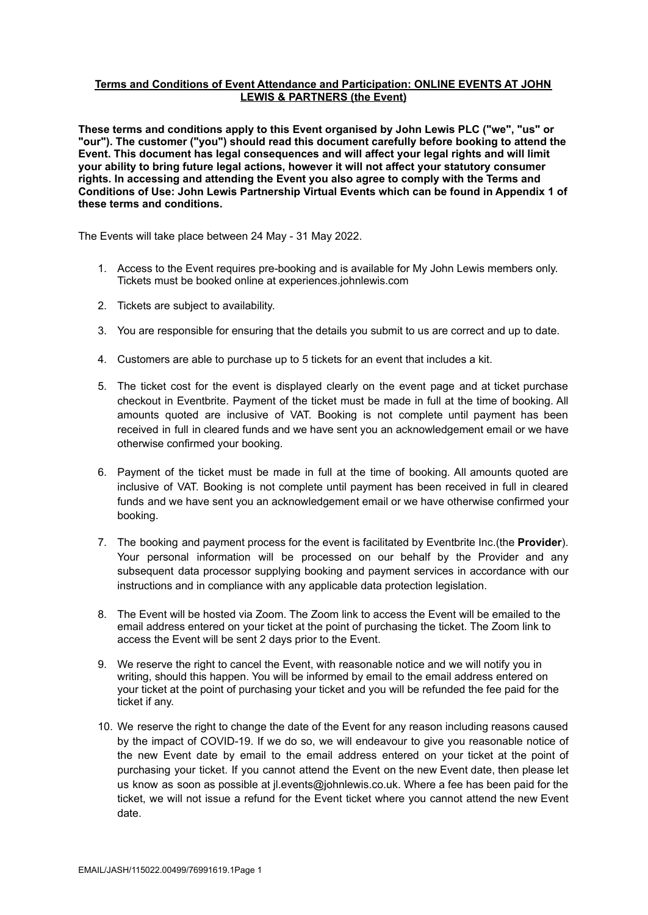**Terms and Conditions of Event Attendance and Participation: ONLINE EVENTS AT JOHN LEWIS & PARTNERS (the Event)**

**These terms and conditions apply to this Event organised by John Lewis PLC ("we", "us" or "our"). The customer ("you") should read this document carefully before booking to attend the Event. This document has legal consequences and will affect your legal rights and will limit your ability to bring future legal actions, however it will not affect your statutory consumer rights. In accessing and attending the Event you also agree to comply with the Terms and Conditions of Use: John Lewis Partnership Virtual Events which can be found in Appendix 1 of these terms and conditions.**

The Events will take place between 24 May - 31 May 2022.

1. Access to the Event requires pre-booking and is available for My John Lewis members only. Tickets must be booked online at experiences.johnlewis.com
2. Tickets are subject to availability.
3. You are responsible for ensuring that the details you submit to us are correct and up to date.
4. Customers are able to purchase up to 5 tickets for an event that includes a kit.
5. The ticket cost for the event is displayed clearly on the event page and at ticket purchase checkout in Eventbrite. Payment of the ticket must be made in full at the time of booking. All amounts quoted are inclusive of VAT. Booking is not complete until payment has been received in full in cleared funds and we have sent you an acknowledgement email or we have otherwise confirmed your booking.
6. Payment of the ticket must be made in full at the time of booking. All amounts quoted are inclusive of VAT. Booking is not complete until payment has been received in full in cleared funds and we have sent you an acknowledgement email or we have otherwise confirmed your booking.
7. The booking and payment process for the event is facilitated by Eventbrite Inc.(the **Provider**). Your personal information will be processed on our behalf by the Provider and any subsequent data processor supplying booking and payment services in accordance with our instructions and in compliance with any applicable data protection legislation.
8. The Event will be hosted via Zoom. The Zoom link to access the Event will be emailed to the email address entered on your ticket at the point of purchasing the ticket. The Zoom link to access the Event will be sent 2 days prior to the Event.
9. We reserve the right to cancel the Event, with reasonable notice and we will notify you in writing, should this happen. You will be informed by email to the email address entered on your ticket at the point of purchasing your ticket and you will be refunded the fee paid for the ticket if any.
10. We reserve the right to change the date of the Event for any reason including reasons caused by the impact of COVID-19. If we do so, we will endeavour to give you reasonable notice of the new Event date by email to the email address entered on your ticket at the point of purchasing your ticket. If you cannot attend the Event on the new Event date, then please let us know as soon as possible at jl.events@johnlewis.co.uk. Where a fee has been paid for the ticket, we will not issue a refund for the Event ticket where you cannot attend the new Event date.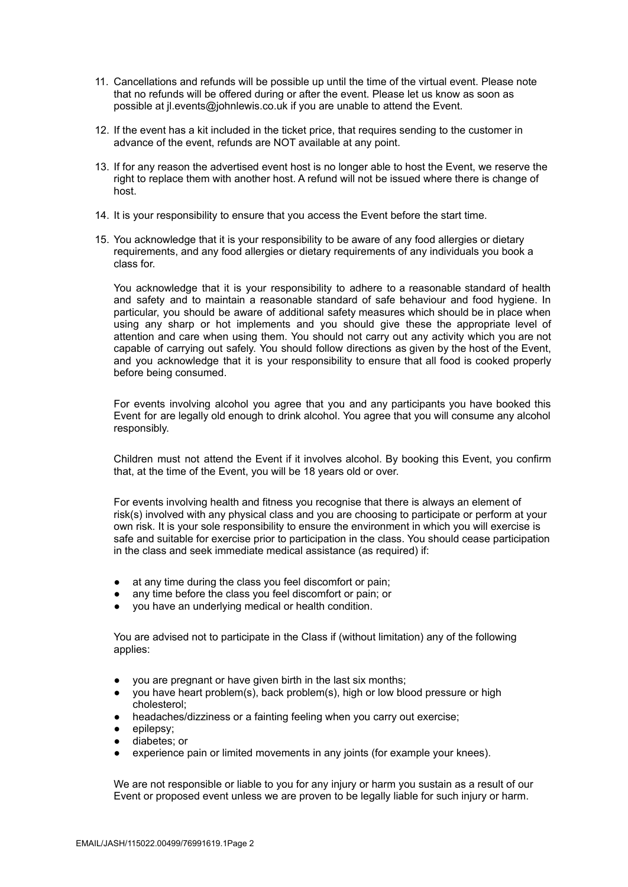11. Cancellations and refunds will be possible up until the time of the virtual event. Please note that no refunds will be offered during or after the event. Please let us know as soon as possible at jl.events@johnlewis.co.uk if you are unable to attend the Event.

12. If the event has a kit included in the ticket price, that requires sending to the customer in advance of the event, refunds are NOT available at any point.

13. If for any reason the advertised event host is no longer able to host the Event, we reserve the right to replace them with another host. A refund will not be issued where there is change of host.

14. It is your responsibility to ensure that you access the Event before the start time.

15. You acknowledge that it is your responsibility to be aware of any food allergies or dietary requirements, and any food allergies or dietary requirements of any individuals you book a class for.

    You acknowledge that it is your responsibility to adhere to a reasonable standard of health and safety and to maintain a reasonable standard of safe behaviour and food hygiene. In particular, you should be aware of additional safety measures which should be in place when using any sharp or hot implements and you should give these the appropriate level of attention and care when using them. You should not carry out any activity which you are not capable of carrying out safely. You should follow directions as given by the host of the Event, and you acknowledge that it is your responsibility to ensure that all food is cooked properly before being consumed.

    For events involving alcohol you agree that you and any participants you have booked this Event for are legally old enough to drink alcohol. You agree that you will consume any alcohol responsibly.

    Children must not attend the Event if it involves alcohol. By booking this Event, you confirm that, at the time of the Event, you will be 18 years old or over.

    For events involving health and fitness you recognise that there is always an element of risk(s) involved with any physical class and you are choosing to participate or perform at your own risk. It is your sole responsibility to ensure the environment in which you will exercise is safe and suitable for exercise prior to participation in the class. You should cease participation in the class and seek immediate medical assistance (as required) if:

    - at any time during the class you feel discomfort or pain;
    - any time before the class you feel discomfort or pain; or
    - you have an underlying medical or health condition.

    You are advised not to participate in the Class if (without limitation) any of the following applies:

    - you are pregnant or have given birth in the last six months;
    - you have heart problem(s), back problem(s), high or low blood pressure or high cholesterol;
    - headaches/dizziness or a fainting feeling when you carry out exercise;
    - epilepsy;
    - diabetes; or
    - experience pain or limited movements in any joints (for example your knees).

    We are not responsible or liable to you for any injury or harm you sustain as a result of our Event or proposed event unless we are proven to be legally liable for such injury or harm.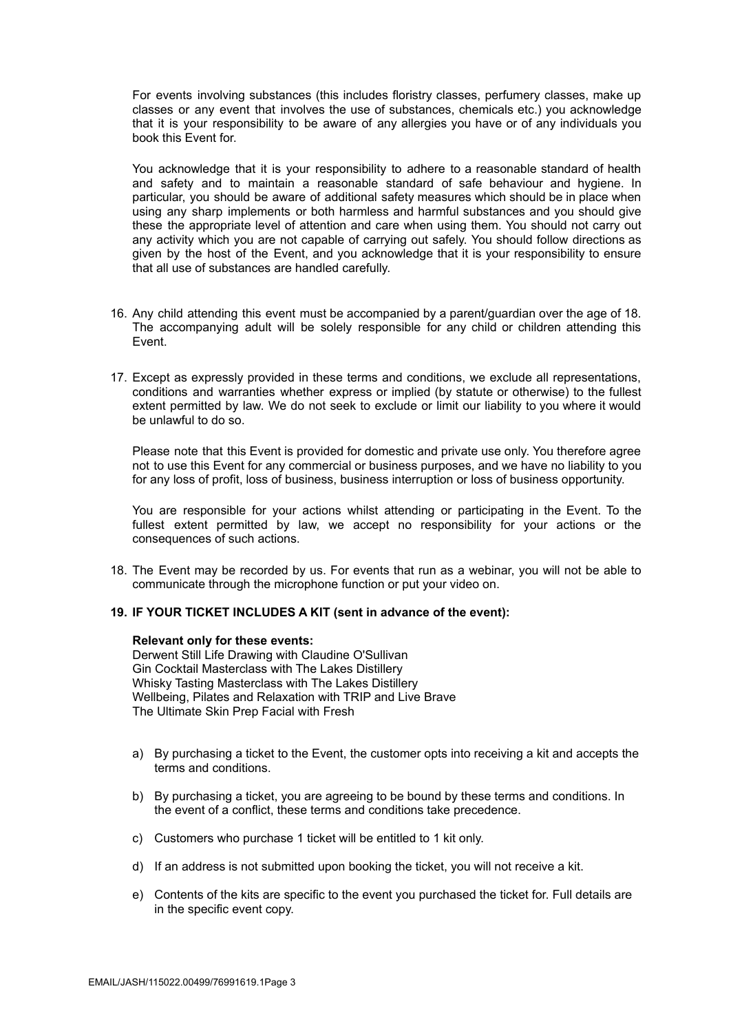For events involving substances (this includes floristry classes, perfumery classes, make up classes or any event that involves the use of substances, chemicals etc.) you acknowledge that it is your responsibility to be aware of any allergies you have or of any individuals you book this Event for.

You acknowledge that it is your responsibility to adhere to a reasonable standard of health and safety and to maintain a reasonable standard of safe behaviour and hygiene. In particular, you should be aware of additional safety measures which should be in place when using any sharp implements or both harmless and harmful substances and you should give these the appropriate level of attention and care when using them. You should not carry out any activity which you are not capable of carrying out safely. You should follow directions as given by the host of the Event, and you acknowledge that it is your responsibility to ensure that all use of substances are handled carefully.

16. Any child attending this event must be accompanied by a parent/guardian over the age of 18. The accompanying adult will be solely responsible for any child or children attending this Event.

17. Except as expressly provided in these terms and conditions, we exclude all representations, conditions and warranties whether express or implied (by statute or otherwise) to the fullest extent permitted by law. We do not seek to exclude or limit our liability to you where it would be unlawful to do so.

    Please note that this Event is provided for domestic and private use only. You therefore agree not to use this Event for any commercial or business purposes, and we have no liability to you for any loss of profit, loss of business, business interruption or loss of business opportunity.

    You are responsible for your actions whilst attending or participating in the Event. To the fullest extent permitted by law, we accept no responsibility for your actions or the consequences of such actions.

18. The Event may be recorded by us. For events that run as a webinar, you will not be able to communicate through the microphone function or put your video on.

19. **IF YOUR TICKET INCLUDES A KIT (sent in advance of the event):**

    **Relevant only for these events:**
    Derwent Still Life Drawing with Claudine O'Sullivan
    Gin Cocktail Masterclass with The Lakes Distillery
    Whisky Tasting Masterclass with The Lakes Distillery
    Wellbeing, Pilates and Relaxation with TRIP and Live Brave
    The Ultimate Skin Prep Facial with Fresh

    a) By purchasing a ticket to the Event, the customer opts into receiving a kit and accepts the terms and conditions.

    b) By purchasing a ticket, you are agreeing to be bound by these terms and conditions. In the event of a conflict, these terms and conditions take precedence.

    c) Customers who purchase 1 ticket will be entitled to 1 kit only.

    d) If an address is not submitted upon booking the ticket, you will not receive a kit.

    e) Contents of the kits are specific to the event you purchased the ticket for. Full details are in the specific event copy.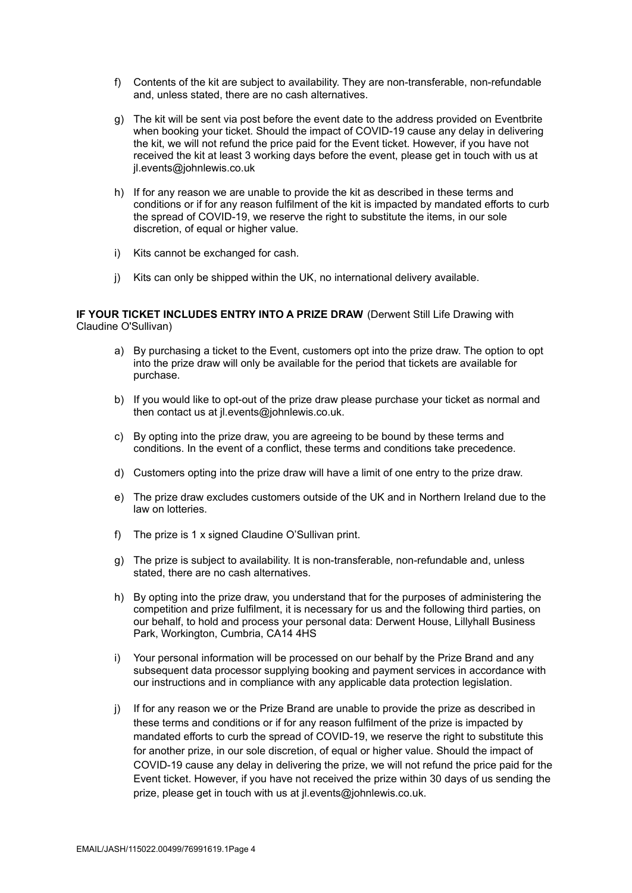f) Contents of the kit are subject to availability. They are non-transferable, non-refundable and, unless stated, there are no cash alternatives.

g) The kit will be sent via post before the event date to the address provided on Eventbrite when booking your ticket. Should the impact of COVID-19 cause any delay in delivering the kit, we will not refund the price paid for the Event ticket. However, if you have not received the kit at least 3 working days before the event, please get in touch with us at jl.events@johnlewis.co.uk

h) If for any reason we are unable to provide the kit as described in these terms and conditions or if for any reason fulfilment of the kit is impacted by mandated efforts to curb the spread of COVID-19, we reserve the right to substitute the items, in our sole discretion, of equal or higher value.

i) Kits cannot be exchanged for cash.

j) Kits can only be shipped within the UK, no international delivery available.

**IF YOUR TICKET INCLUDES ENTRY INTO A PRIZE DRAW** (Derwent Still Life Drawing with Claudine O'Sullivan)

a) By purchasing a ticket to the Event, customers opt into the prize draw. The option to opt into the prize draw will only be available for the period that tickets are available for purchase.

b) If you would like to opt-out of the prize draw please purchase your ticket as normal and then contact us at jl.events@johnlewis.co.uk.

c) By opting into the prize draw, you are agreeing to be bound by these terms and conditions. In the event of a conflict, these terms and conditions take precedence.

d) Customers opting into the prize draw will have a limit of one entry to the prize draw.

e) The prize draw excludes customers outside of the UK and in Northern Ireland due to the law on lotteries.

f) The prize is 1 x signed Claudine O'Sullivan print.

g) The prize is subject to availability. It is non-transferable, non-refundable and, unless stated, there are no cash alternatives.

h) By opting into the prize draw, you understand that for the purposes of administering the competition and prize fulfilment, it is necessary for us and the following third parties, on our behalf, to hold and process your personal data: Derwent House, Lillyhall Business Park, Workington, Cumbria, CA14 4HS

i) Your personal information will be processed on our behalf by the Prize Brand and any subsequent data processor supplying booking and payment services in accordance with our instructions and in compliance with any applicable data protection legislation.

j) If for any reason we or the Prize Brand are unable to provide the prize as described in these terms and conditions or if for any reason fulfilment of the prize is impacted by mandated efforts to curb the spread of COVID-19, we reserve the right to substitute this for another prize, in our sole discretion, of equal or higher value. Should the impact of COVID-19 cause any delay in delivering the prize, we will not refund the price paid for the Event ticket. However, if you have not received the prize within 30 days of us sending the prize, please get in touch with us at jl.events@johnlewis.co.uk.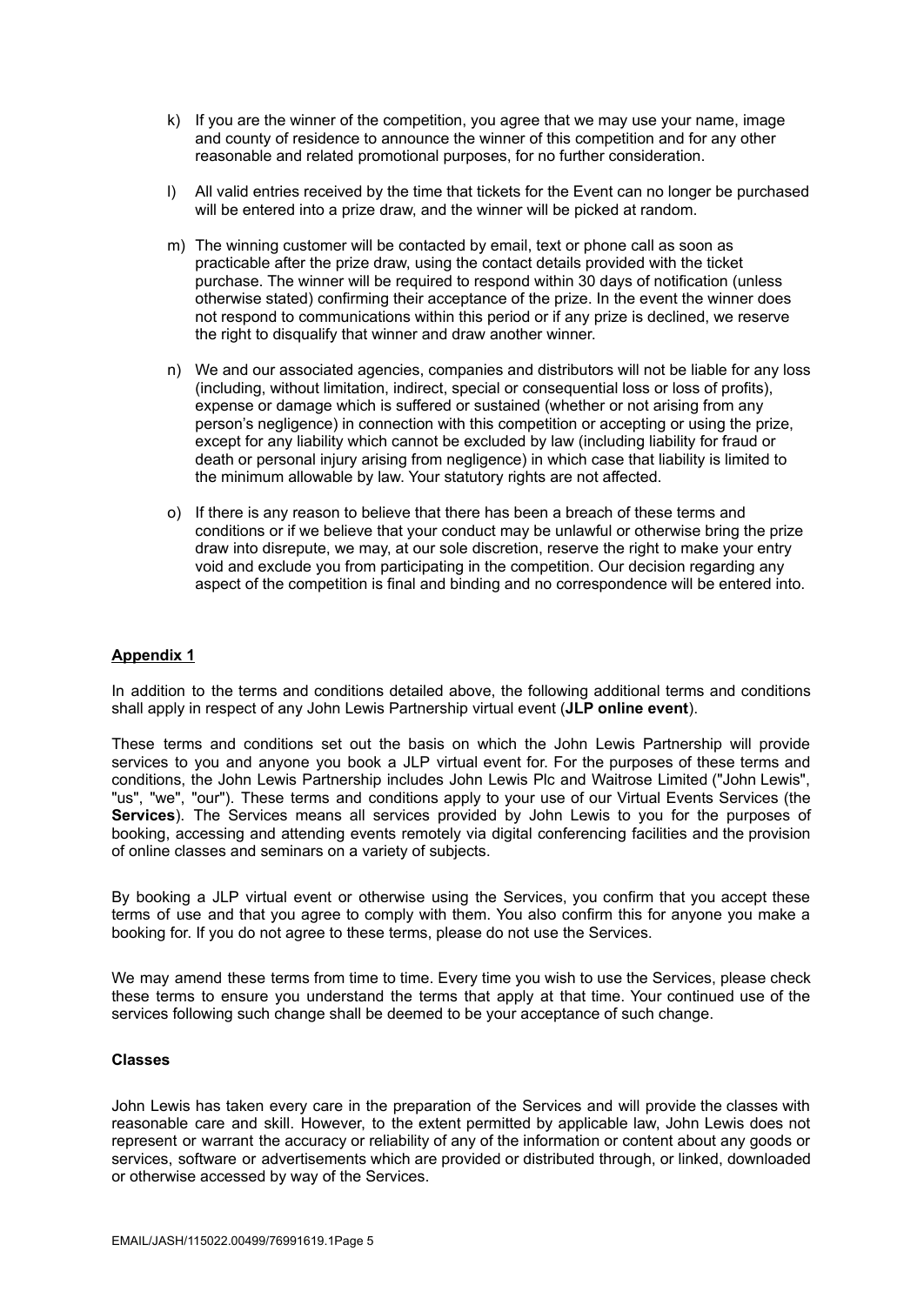k) If you are the winner of the competition, you agree that we may use your name, image and county of residence to announce the winner of this competition and for any other reasonable and related promotional purposes, for no further consideration.

l) All valid entries received by the time that tickets for the Event can no longer be purchased will be entered into a prize draw, and the winner will be picked at random.

m) The winning customer will be contacted by email, text or phone call as soon as practicable after the prize draw, using the contact details provided with the ticket purchase. The winner will be required to respond within 30 days of notification (unless otherwise stated) confirming their acceptance of the prize. In the event the winner does not respond to communications within this period or if any prize is declined, we reserve the right to disqualify that winner and draw another winner.

n) We and our associated agencies, companies and distributors will not be liable for any loss (including, without limitation, indirect, special or consequential loss or loss of profits), expense or damage which is suffered or sustained (whether or not arising from any person's negligence) in connection with this competition or accepting or using the prize, except for any liability which cannot be excluded by law (including liability for fraud or death or personal injury arising from negligence) in which case that liability is limited to the minimum allowable by law. Your statutory rights are not affected.

o) If there is any reason to believe that there has been a breach of these terms and conditions or if we believe that your conduct may be unlawful or otherwise bring the prize draw into disrepute, we may, at our sole discretion, reserve the right to make your entry void and exclude you from participating in the competition. Our decision regarding any aspect of the competition is final and binding and no correspondence will be entered into.

## Appendix 1

In addition to the terms and conditions detailed above, the following additional terms and conditions shall apply in respect of any John Lewis Partnership virtual event (**JLP online event**).

These terms and conditions set out the basis on which the John Lewis Partnership will provide services to you and anyone you book a JLP virtual event for. For the purposes of these terms and conditions, the John Lewis Partnership includes John Lewis Plc and Waitrose Limited ("John Lewis", "us", "we", "our"). These terms and conditions apply to your use of our Virtual Events Services (the **Services**). The Services means all services provided by John Lewis to you for the purposes of booking, accessing and attending events remotely via digital conferencing facilities and the provision of online classes and seminars on a variety of subjects.

By booking a JLP virtual event or otherwise using the Services, you confirm that you accept these terms of use and that you agree to comply with them. You also confirm this for anyone you make a booking for. If you do not agree to these terms, please do not use the Services.

We may amend these terms from time to time. Every time you wish to use the Services, please check these terms to ensure you understand the terms that apply at that time. Your continued use of the services following such change shall be deemed to be your acceptance of such change.

### Classes

John Lewis has taken every care in the preparation of the Services and will provide the classes with reasonable care and skill. However, to the extent permitted by applicable law, John Lewis does not represent or warrant the accuracy or reliability of any of the information or content about any goods or services, software or advertisements which are provided or distributed through, or linked, downloaded or otherwise accessed by way of the Services.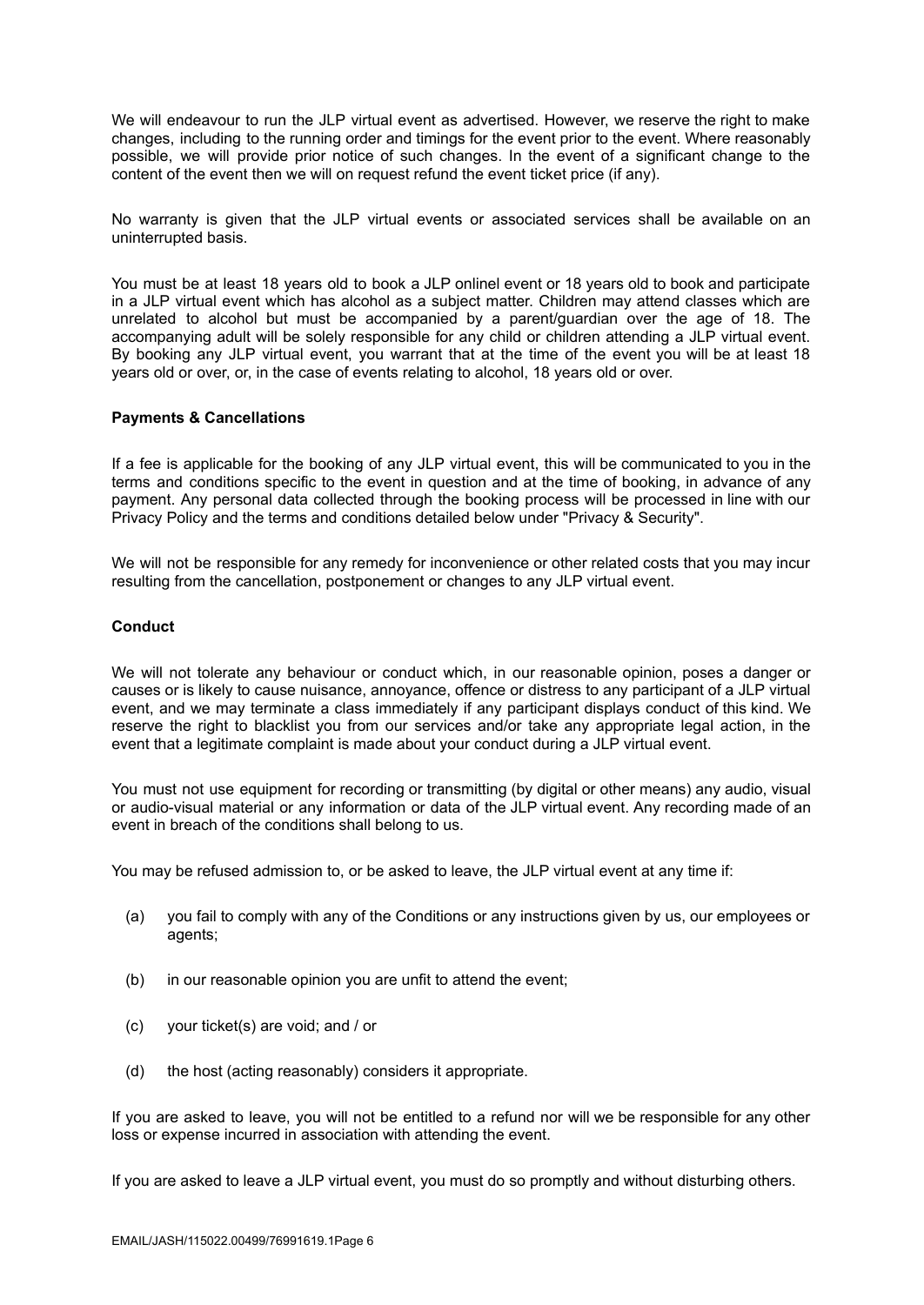We will endeavour to run the JLP virtual event as advertised. However, we reserve the right to make changes, including to the running order and timings for the event prior to the event. Where reasonably possible, we will provide prior notice of such changes. In the event of a significant change to the content of the event then we will on request refund the event ticket price (if any).

No warranty is given that the JLP virtual events or associated services shall be available on an uninterrupted basis.

You must be at least 18 years old to book a JLP onlinel event or 18 years old to book and participate in a JLP virtual event which has alcohol as a subject matter. Children may attend classes which are unrelated to alcohol but must be accompanied by a parent/guardian over the age of 18. The accompanying adult will be solely responsible for any child or children attending a JLP virtual event. By booking any JLP virtual event, you warrant that at the time of the event you will be at least 18 years old or over, or, in the case of events relating to alcohol, 18 years old or over.

**Payments & Cancellations**

If a fee is applicable for the booking of any JLP virtual event, this will be communicated to you in the terms and conditions specific to the event in question and at the time of booking, in advance of any payment. Any personal data collected through the booking process will be processed in line with our Privacy Policy and the terms and conditions detailed below under "Privacy & Security".

We will not be responsible for any remedy for inconvenience or other related costs that you may incur resulting from the cancellation, postponement or changes to any JLP virtual event.

**Conduct**

We will not tolerate any behaviour or conduct which, in our reasonable opinion, poses a danger or causes or is likely to cause nuisance, annoyance, offence or distress to any participant of a JLP virtual event, and we may terminate a class immediately if any participant displays conduct of this kind. We reserve the right to blacklist you from our services and/or take any appropriate legal action, in the event that a legitimate complaint is made about your conduct during a JLP virtual event.

You must not use equipment for recording or transmitting (by digital or other means) any audio, visual or audio-visual material or any information or data of the JLP virtual event. Any recording made of an event in breach of the conditions shall belong to us.

You may be refused admission to, or be asked to leave, the JLP virtual event at any time if:

(a) you fail to comply with any of the Conditions or any instructions given by us, our employees or agents;

(b) in our reasonable opinion you are unfit to attend the event;

(c) your ticket(s) are void; and / or

(d) the host (acting reasonably) considers it appropriate.

If you are asked to leave, you will not be entitled to a refund nor will we be responsible for any other loss or expense incurred in association with attending the event.

If you are asked to leave a JLP virtual event, you must do so promptly and without disturbing others.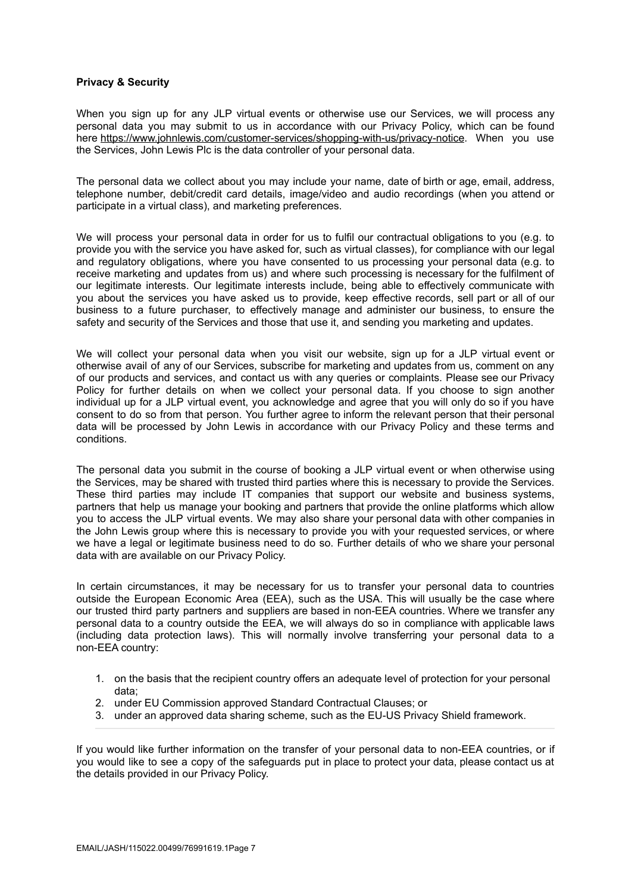**Privacy & Security**

When you sign up for any JLP virtual events or otherwise use our Services, we will process any personal data you may submit to us in accordance with our Privacy Policy, which can be found here https://www.johnlewis.com/customer-services/shopping-with-us/privacy-notice. When you use the Services, John Lewis Plc is the data controller of your personal data.

The personal data we collect about you may include your name, date of birth or age, email, address, telephone number, debit/credit card details, image/video and audio recordings (when you attend or participate in a virtual class), and marketing preferences.

We will process your personal data in order for us to fulfil our contractual obligations to you (e.g. to provide you with the service you have asked for, such as virtual classes), for compliance with our legal and regulatory obligations, where you have consented to us processing your personal data (e.g. to receive marketing and updates from us) and where such processing is necessary for the fulfilment of our legitimate interests. Our legitimate interests include, being able to effectively communicate with you about the services you have asked us to provide, keep effective records, sell part or all of our business to a future purchaser, to effectively manage and administer our business, to ensure the safety and security of the Services and those that use it, and sending you marketing and updates.

We will collect your personal data when you visit our website, sign up for a JLP virtual event or otherwise avail of any of our Services, subscribe for marketing and updates from us, comment on any of our products and services, and contact us with any queries or complaints. Please see our Privacy Policy for further details on when we collect your personal data. If you choose to sign another individual up for a JLP virtual event, you acknowledge and agree that you will only do so if you have consent to do so from that person. You further agree to inform the relevant person that their personal data will be processed by John Lewis in accordance with our Privacy Policy and these terms and conditions.

The personal data you submit in the course of booking a JLP virtual event or when otherwise using the Services, may be shared with trusted third parties where this is necessary to provide the Services. These third parties may include IT companies that support our website and business systems, partners that help us manage your booking and partners that provide the online platforms which allow you to access the JLP virtual events. We may also share your personal data with other companies in the John Lewis group where this is necessary to provide you with your requested services, or where we have a legal or legitimate business need to do so. Further details of who we share your personal data with are available on our Privacy Policy.

In certain circumstances, it may be necessary for us to transfer your personal data to countries outside the European Economic Area (EEA), such as the USA. This will usually be the case where our trusted third party partners and suppliers are based in non-EEA countries. Where we transfer any personal data to a country outside the EEA, we will always do so in compliance with applicable laws (including data protection laws). This will normally involve transferring your personal data to a non-EEA country:

1. on the basis that the recipient country offers an adequate level of protection for your personal data;
2. under EU Commission approved Standard Contractual Clauses; or
3. under an approved data sharing scheme, such as the EU-US Privacy Shield framework.

---

If you would like further information on the transfer of your personal data to non-EEA countries, or if you would like to see a copy of the safeguards put in place to protect your data, please contact us at the details provided in our Privacy Policy.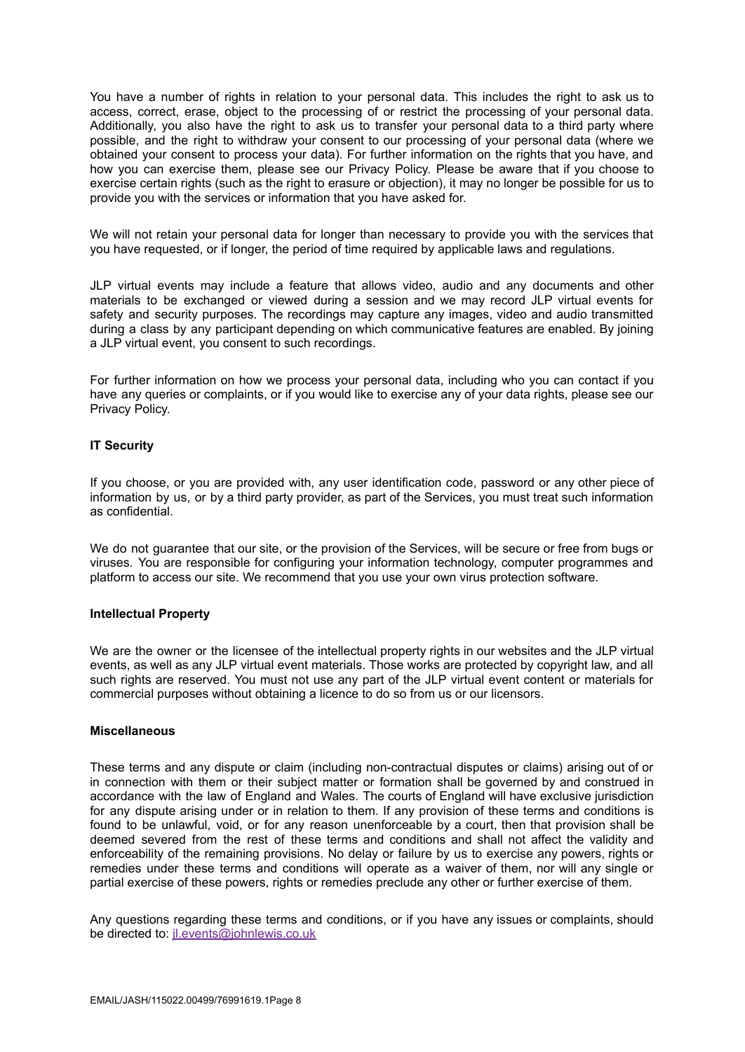You have a number of rights in relation to your personal data. This includes the right to ask us to access, correct, erase, object to the processing of or restrict the processing of your personal data. Additionally, you also have the right to ask us to transfer your personal data to a third party where possible, and the right to withdraw your consent to our processing of your personal data (where we obtained your consent to process your data). For further information on the rights that you have, and how you can exercise them, please see our Privacy Policy. Please be aware that if you choose to exercise certain rights (such as the right to erasure or objection), it may no longer be possible for us to provide you with the services or information that you have asked for.

We will not retain your personal data for longer than necessary to provide you with the services that you have requested, or if longer, the period of time required by applicable laws and regulations.

JLP virtual events may include a feature that allows video, audio and any documents and other materials to be exchanged or viewed during a session and we may record JLP virtual events for safety and security purposes. The recordings may capture any images, video and audio transmitted during a class by any participant depending on which communicative features are enabled. By joining a JLP virtual event, you consent to such recordings.

For further information on how we process your personal data, including who you can contact if you have any queries or complaints, or if you would like to exercise any of your data rights, please see our Privacy Policy.

**IT Security**

If you choose, or you are provided with, any user identification code, password or any other piece of information by us, or by a third party provider, as part of the Services, you must treat such information as confidential.

We do not guarantee that our site, or the provision of the Services, will be secure or free from bugs or viruses. You are responsible for configuring your information technology, computer programmes and platform to access our site. We recommend that you use your own virus protection software.

**Intellectual Property**

We are the owner or the licensee of the intellectual property rights in our websites and the JLP virtual events, as well as any JLP virtual event materials. Those works are protected by copyright law, and all such rights are reserved. You must not use any part of the JLP virtual event content or materials for commercial purposes without obtaining a licence to do so from us or our licensors.

**Miscellaneous**

These terms and any dispute or claim (including non-contractual disputes or claims) arising out of or in connection with them or their subject matter or formation shall be governed by and construed in accordance with the law of England and Wales. The courts of England will have exclusive jurisdiction for any dispute arising under or in relation to them. If any provision of these terms and conditions is found to be unlawful, void, or for any reason unenforceable by a court, then that provision shall be deemed severed from the rest of these terms and conditions and shall not affect the validity and enforceability of the remaining provisions. No delay or failure by us to exercise any powers, rights or remedies under these terms and conditions will operate as a waiver of them, nor will any single or partial exercise of these powers, rights or remedies preclude any other or further exercise of them.

Any questions regarding these terms and conditions, or if you have any issues or complaints, should be directed to: jl.events@johnlewis.co.uk

EMAIL/JASH/115022.00499/76991619.1